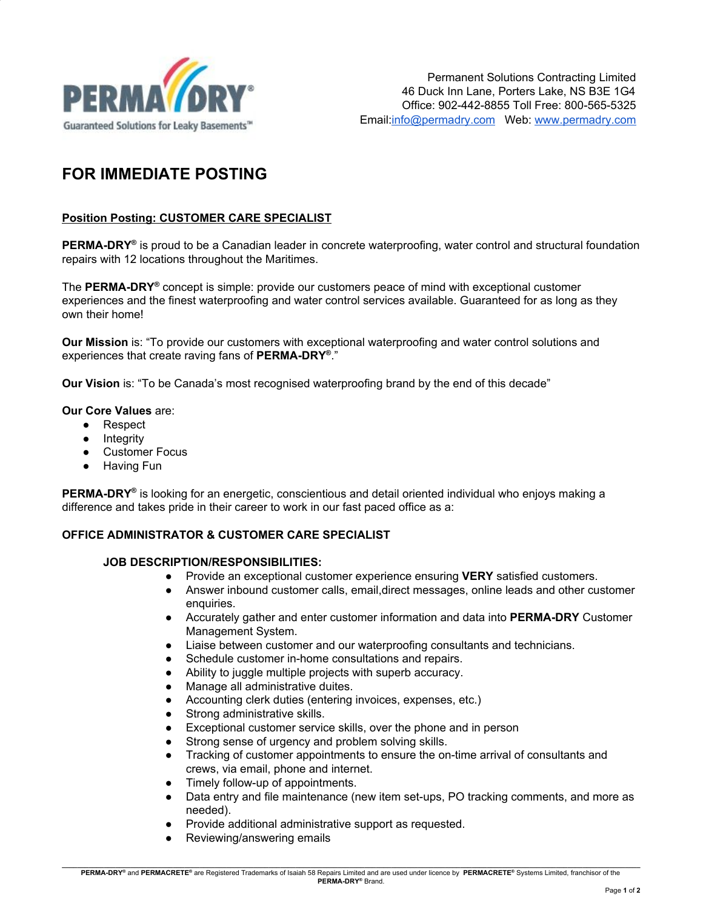PERMA-DRY®
Guaranteed Solutions for Leaky Basements™

Permanent Solutions Contracting Limited
46 Duck Inn Lane, Porters Lake, NS B3E 1G4
Office: 902-442-8855 Toll Free: 800-565-5325
Email:info@permadry.com   Web: www.permadry.com

# FOR IMMEDIATE POSTING

## Position Posting: CUSTOMER CARE SPECIALIST

**PERMA-DRY®** is proud to be a Canadian leader in concrete waterproofing, water control and structural foundation repairs with 12 locations throughout the Maritimes.

The **PERMA-DRY®** concept is simple: provide our customers peace of mind with exceptional customer experiences and the finest waterproofing and water control services available. Guaranteed for as long as they own their home!

**Our Mission** is: “To provide our customers with exceptional waterproofing and water control solutions and experiences that create raving fans of **PERMA-DRY®**.”

**Our Vision** is: “To be Canada’s most recognised waterproofing brand by the end of this decade”

**Our Core Values** are:

- Respect
- Integrity
- Customer Focus
- Having Fun

**PERMA-DRY®** is looking for an energetic, conscientious and detail oriented individual who enjoys making a difference and takes pride in their career to work in our fast paced office as a:

### OFFICE ADMINISTRATOR & CUSTOMER CARE SPECIALIST

#### JOB DESCRIPTION/RESPONSIBILITIES:

- Provide an exceptional customer experience ensuring **VERY** satisfied customers.
- Answer inbound customer calls, email,direct messages, online leads and other customer enquiries.
- Accurately gather and enter customer information and data into **PERMA-DRY** Customer Management System.
- Liaise between customer and our waterproofing consultants and technicians.
- Schedule customer in-home consultations and repairs.
- Ability to juggle multiple projects with superb accuracy.
- Manage all administrative duites.
- Accounting clerk duties (entering invoices, expenses, etc.)
- Strong administrative skills.
- Exceptional customer service skills, over the phone and in person
- Strong sense of urgency and problem solving skills.
- Tracking of customer appointments to ensure the on-time arrival of consultants and crews, via email, phone and internet.
- Timely follow-up of appointments.
- Data entry and file maintenance (new item set-ups, PO tracking comments, and more as needed).
- Provide additional administrative support as requested.
- Reviewing/answering emails

**PERMA-DRY®** and **PERMACRETE®** are Registered Trademarks of Isaiah 58 Repairs Limited and are used under licence by **PERMACRETE®** Systems Limited, franchisor of the **PERMA-DRY®** Brand.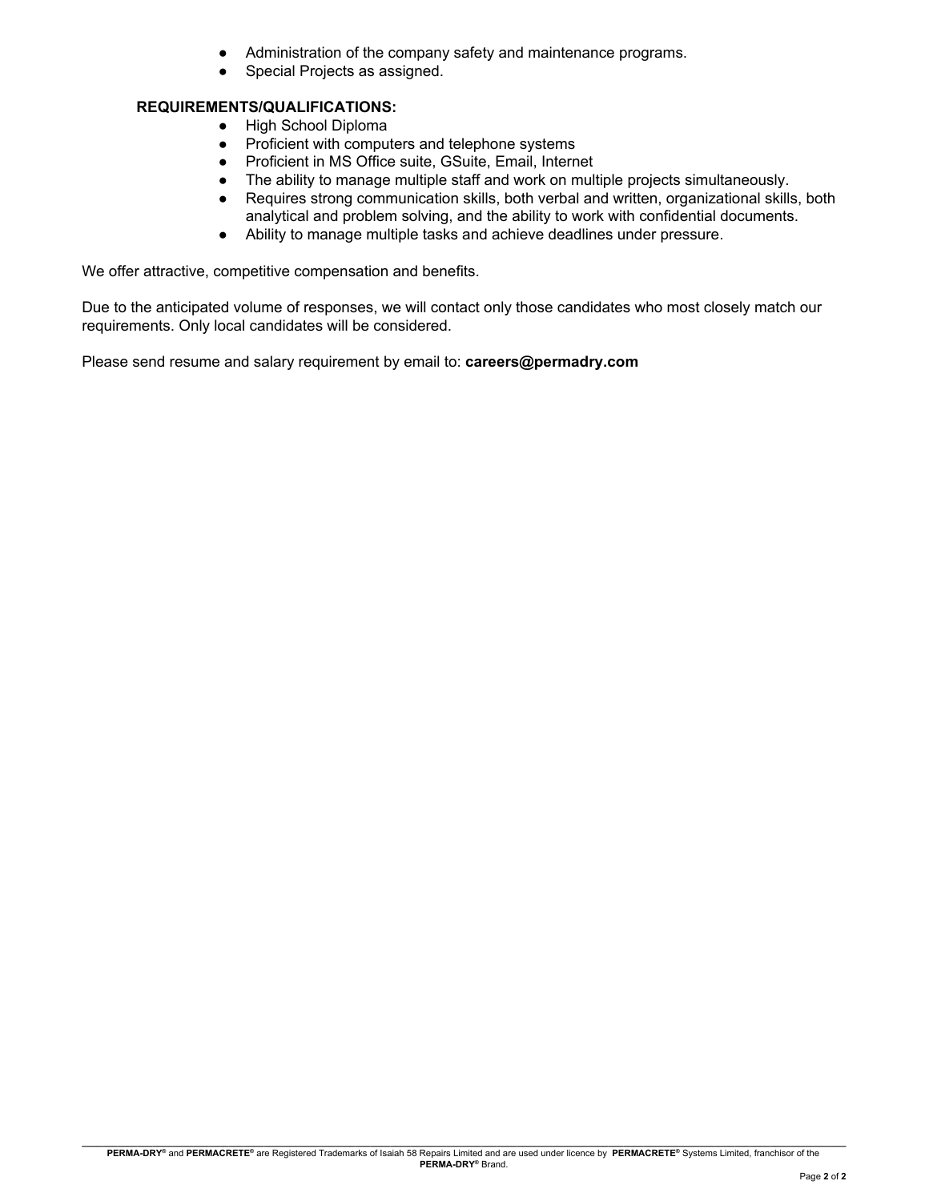- Administration of the company safety and maintenance programs.
- Special Projects as assigned.

**REQUIREMENTS/QUALIFICATIONS:**

- High School Diploma
- Proficient with computers and telephone systems
- Proficient in MS Office suite, GSuite, Email, Internet
- The ability to manage multiple staff and work on multiple projects simultaneously.
- Requires strong communication skills, both verbal and written, organizational skills, both analytical and problem solving, and the ability to work with confidential documents.
- Ability to manage multiple tasks and achieve deadlines under pressure.

We offer attractive, competitive compensation and benefits.

Due to the anticipated volume of responses, we will contact only those candidates who most closely match our requirements. Only local candidates will be considered.

Please send resume and salary requirement by email to: **careers@permadry.com**